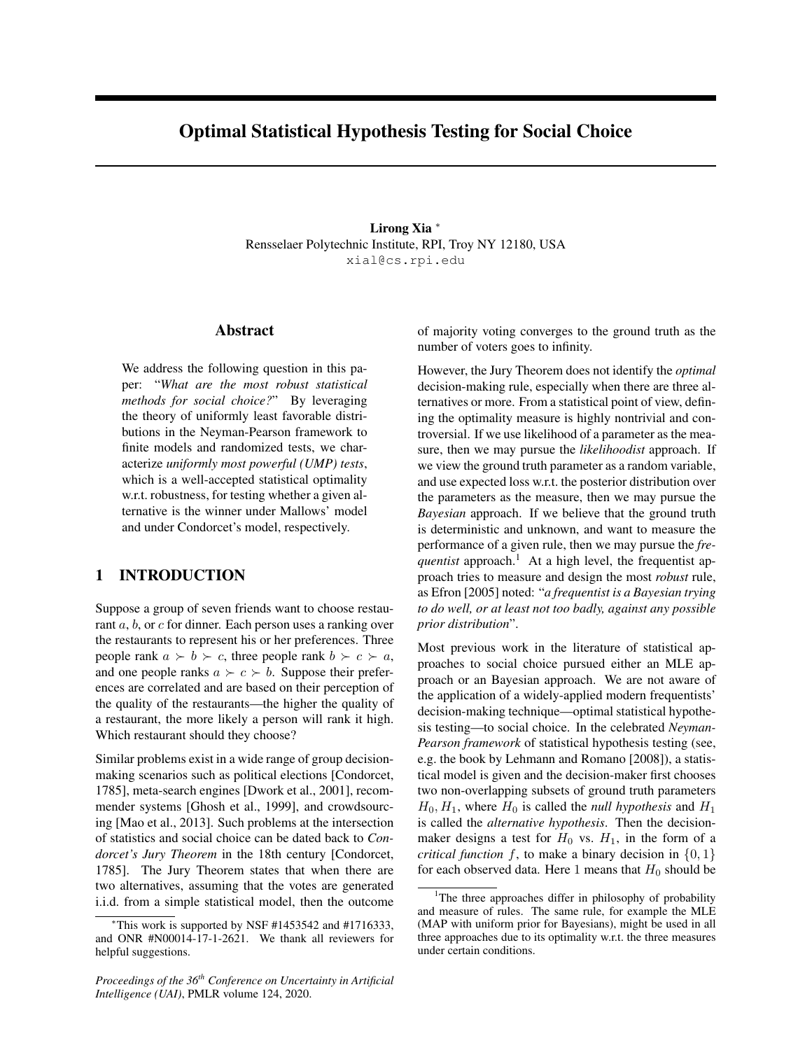# Optimal Statistical Hypothesis Testing for Social Choice

**Lirong Xia** [*]
Rensselaer Polytechnic Institute, RPI, Troy NY 12180, USA
xial@cs.rpi.edu

## Abstract

We address the following question in this paper: "*What are the most robust statistical methods for social choice?*" By leveraging the theory of uniformly least favorable distributions in the Neyman-Pearson framework to finite models and randomized tests, we characterize *uniformly most powerful (UMP) tests*, which is a well-accepted statistical optimality w.r.t. robustness, for testing whether a given alternative is the winner under Mallows' model and under Condorcet's model, respectively.

## 1 INTRODUCTION

Suppose a group of seven friends want to choose restaurant $a$, $b$, or $c$ for dinner. Each person uses a ranking over the restaurants to represent his or her preferences. Three people rank $a \succ b \succ c$, three people rank $b \succ c \succ a$, and one people ranks $a \succ c \succ b$. Suppose their preferences are correlated and are based on their perception of the quality of the restaurants—the higher the quality of a restaurant, the more likely a person will rank it high. Which restaurant should they choose?

Similar problems exist in a wide range of group decision-making scenarios such as political elections [Condorcet, 1785], meta-search engines [Dwork et al., 2001], recommender systems [Ghosh et al., 1999], and crowdsourcing [Mao et al., 2013]. Such problems at the intersection of statistics and social choice can be dated back to *Condorcet's Jury Theorem* in the 18th century [Condorcet, 1785]. The Jury Theorem states that when there are two alternatives, assuming that the votes are generated i.i.d. from a simple statistical model, then the outcome of majority voting converges to the ground truth as the number of voters goes to infinity.

However, the Jury Theorem does not identify the *optimal* decision-making rule, especially when there are three alternatives or more. From a statistical point of view, defining the optimality measure is highly nontrivial and controversial. If we use likelihood of a parameter as the measure, then we may pursue the *likelihoodist* approach. If we view the ground truth parameter as a random variable, and use expected loss w.r.t. the posterior distribution over the parameters as the measure, then we may pursue the *Bayesian* approach. If we believe that the ground truth is deterministic and unknown, and want to measure the performance of a given rule, then we may pursue the *frequentist* approach.[1] At a high level, the frequentist approach tries to measure and design the most *robust* rule, as Efron [2005] noted: "*a frequentist is a Bayesian trying to do well, or at least not too badly, against any possible prior distribution*".

Most previous work in the literature of statistical approaches to social choice pursued either an MLE approach or an Bayesian approach. We are not aware of the application of a widely-applied modern frequentists' decision-making technique—optimal statistical hypothesis testing—to social choice. In the celebrated *Neyman-Pearson framework* of statistical hypothesis testing (see, e.g. the book by Lehmann and Romano [2008]), a statistical model is given and the decision-maker first chooses two non-overlapping subsets of ground truth parameters $H_0, H_1$, where $H_0$ is called the *null hypothesis* and $H_1$ is called the *alternative hypothesis*. Then the decision-maker designs a test for $H_0$ vs. $H_1$, in the form of a *critical function* $f$, to make a binary decision in $\{0, 1\}$ for each observed data. Here $1$ means that $H_0$ should be

[*] This work is supported by NSF #1453542 and #1716333, and ONR #N00014-17-1-2621. We thank all reviewers for helpful suggestions.

*Proceedings of the 36th Conference on Uncertainty in Artificial Intelligence (UAI)*, PMLR volume 124, 2020.

[1] The three approaches differ in philosophy of probability and measure of rules. The same rule, for example the MLE (MAP with uniform prior for Bayesians), might be used in all three approaches due to its optimality w.r.t. the three measures under certain conditions.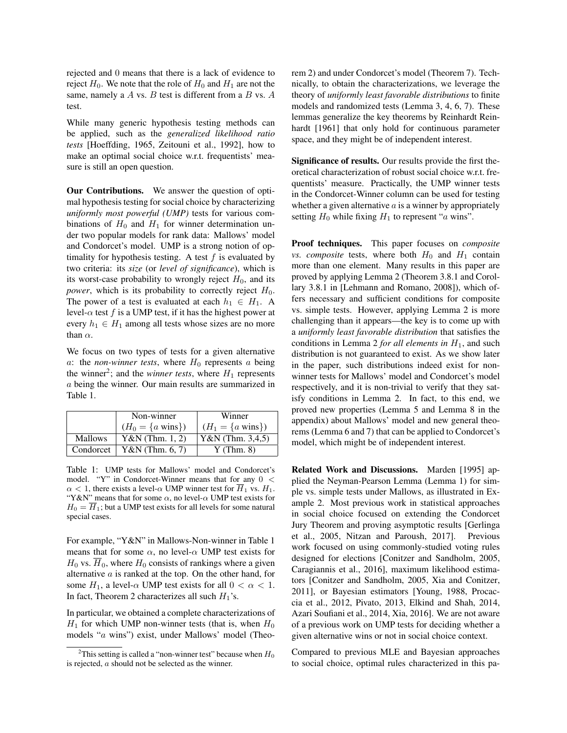rejected and 0 means that there is a lack of evidence to reject $H_0$. We note that the role of $H_0$ and $H_1$ are not the same, namely a $A$ vs. $B$ test is different from a $B$ vs. $A$ test.

While many generic hypothesis testing methods can be applied, such as the *generalized likelihood ratio tests* [Hoeffding, 1965, Zeitouni et al., 1992], how to make an optimal social choice w.r.t. frequentists' measure is still an open question.

**Our Contributions.** We answer the question of optimal hypothesis testing for social choice by characterizing *uniformly most powerful (UMP)* tests for various combinations of $H_0$ and $H_1$ for winner determination under two popular models for rank data: Mallows' model and Condorcet's model. UMP is a strong notion of optimality for hypothesis testing. A test $f$ is evaluated by two criteria: its *size* (or *level of significance*), which is its worst-case probability to wrongly reject $H_0$, and its *power*, which is its probability to correctly reject $H_0$. The power of a test is evaluated at each $h_1 \in H_1$. A level-$\alpha$ test $f$ is a UMP test, if it has the highest power at every $h_1 \in H_1$ among all tests whose sizes are no more than $\alpha$.

We focus on two types of tests for a given alternative $a$: the *non-winner tests*, where $H_0$ represents $a$ being the winner[2]; and the *winner tests*, where $H_1$ represents $a$ being the winner. Our main results are summarized in Table 1.

| | Non-winner ($H_0 = \{a \text{ wins}\}$) | Winner ($H_1 = \{a \text{ wins}\}$) |
|---|---|---|
| Mallows | Y&N (Thm. 1, 2) | Y&N (Thm. 3,4,5) |
| Condorcet | Y&N (Thm. 6, 7) | Y (Thm. 8) |

Table 1: UMP tests for Mallows' model and Condorcet's model. "Y" in Condorcet-Winner means that for any $0 < \alpha < 1$, there exists a level-$\alpha$ UMP winner test for $\overline{H}_1$ vs. $H_1$. "Y&N" means that for some $\alpha$, no level-$\alpha$ UMP test exists for $H_0 = \overline{H}_1$; but a UMP test exists for all levels for some natural special cases.

For example, "Y&N" in Mallows-Non-winner in Table 1 means that for some $\alpha$, no level-$\alpha$ UMP test exists for $H_0$ vs. $\overline{H}_0$, where $H_0$ consists of rankings where a given alternative $a$ is ranked at the top. On the other hand, for some $H_1$, a level-$\alpha$ UMP test exists for all $0 < \alpha < 1$. In fact, Theorem 2 characterizes all such $H_1$'s.

In particular, we obtained a complete characterizations of $H_1$ for which UMP non-winner tests (that is, when $H_0$ models "$a$ wins") exist, under Mallows' model (Theorem 2) and under Condorcet's model (Theorem 7). Technically, to obtain the characterizations, we leverage the theory of *uniformly least favorable distributions* to finite models and randomized tests (Lemma 3, 4, 6, 7). These lemmas generalize the key theorems by Reinhardt Reinhardt [1961] that only hold for continuous parameter space, and they might be of independent interest.

**Significance of results.** Our results provide the first theoretical characterization of robust social choice w.r.t. frequentists' measure. Practically, the UMP winner tests in the Condorcet-Winner column can be used for testing whether a given alternative $a$ is a winner by appropriately setting $H_0$ while fixing $H_1$ to represent "$a$ wins".

**Proof techniques.** This paper focuses on *composite vs. composite* tests, where both $H_0$ and $H_1$ contain more than one element. Many results in this paper are proved by applying Lemma 2 (Theorem 3.8.1 and Corollary 3.8.1 in [Lehmann and Romano, 2008]), which offers necessary and sufficient conditions for composite vs. simple tests. However, applying Lemma 2 is more challenging than it appears—the key is to come up with a *uniformly least favorable distribution* that satisfies the conditions in Lemma 2 *for all elements in* $H_1$, and such distribution is not guaranteed to exist. As we show later in the paper, such distributions indeed exist for non-winner tests for Mallows' model and Condorcet's model respectively, and it is non-trivial to verify that they satisfy conditions in Lemma 2. In fact, to this end, we proved new properties (Lemma 5 and Lemma 8 in the appendix) about Mallows' model and new general theorems (Lemma 6 and 7) that can be applied to Condorcet's model, which might be of independent interest.

**Related Work and Discussions.** Marden [1995] applied the Neyman-Pearson Lemma (Lemma 1) for simple vs. simple tests under Mallows, as illustrated in Example 2. Most previous work in statistical approaches in social choice focused on extending the Condorcet Jury Theorem and proving asymptotic results [Gerlinga et al., 2005, Nitzan and Paroush, 2017]. Previous work focused on using commonly-studied voting rules designed for elections [Conitzer and Sandholm, 2005, Caragiannis et al., 2016], maximum likelihood estimators [Conitzer and Sandholm, 2005, Xia and Conitzer, 2011], or Bayesian estimators [Young, 1988, Procaccia et al., 2012, Pivato, 2013, Elkind and Shah, 2014, Azari Soufiani et al., 2014, Xia, 2016]. We are not aware of a previous work on UMP tests for deciding whether a given alternative wins or not in social choice context.

Compared to previous MLE and Bayesian approaches to social choice, optimal rules characterized in this pa-

[2] This setting is called a "non-winner test" because when $H_0$ is rejected, $a$ should not be selected as the winner.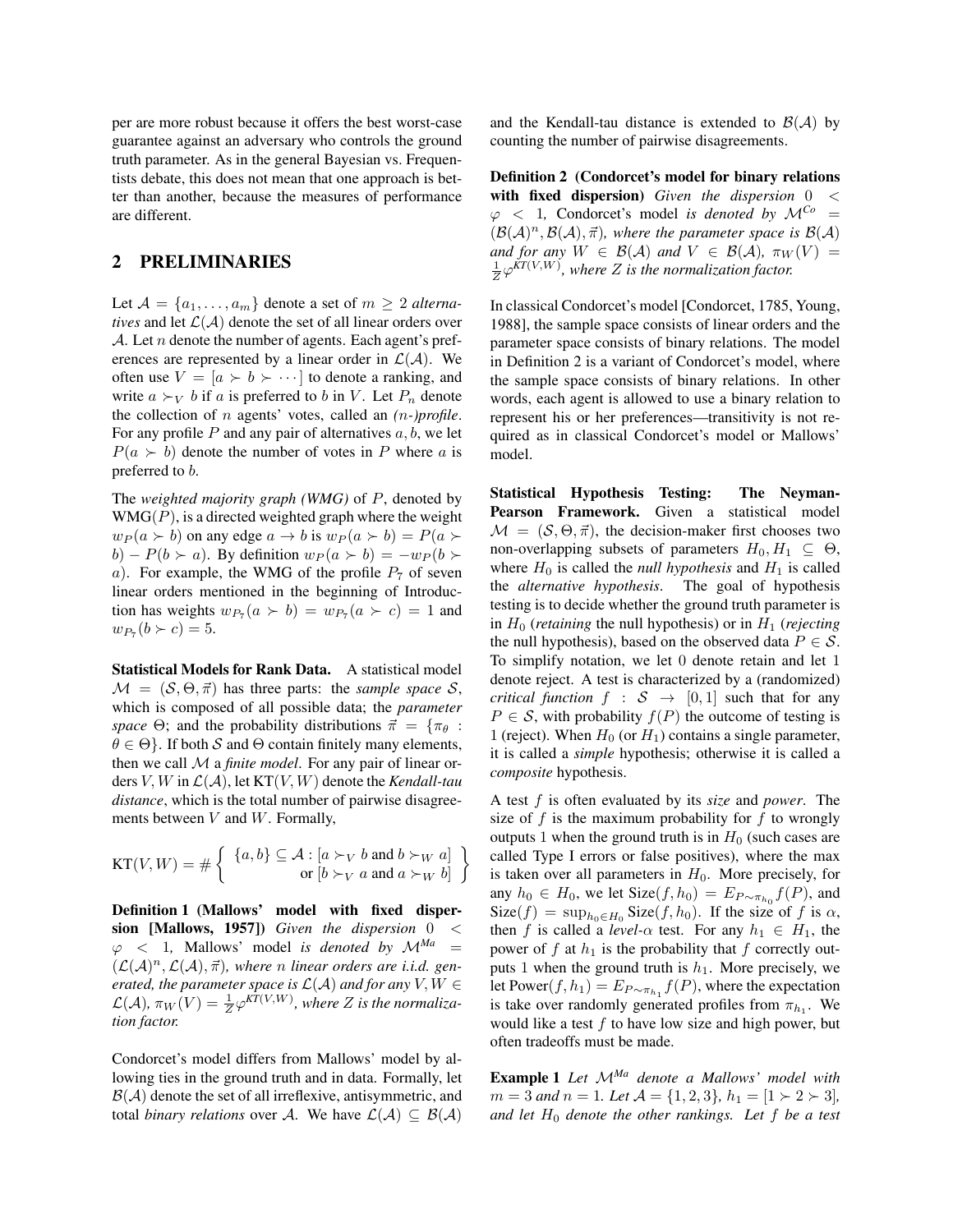per are more robust because it offers the best worst-case guarantee against an adversary who controls the ground truth parameter. As in the general Bayesian vs. Frequentists debate, this does not mean that one approach is better than another, because the measures of performance are different.

## 2 PRELIMINARIES

Let $\mathcal{A} = \{a_1, \ldots, a_m\}$ denote a set of $m \geq 2$ *alternatives* and let $\mathcal{L}(\mathcal{A})$ denote the set of all linear orders over $\mathcal{A}$. Let $n$ denote the number of agents. Each agent's preferences are represented by a linear order in $\mathcal{L}(\mathcal{A})$. We often use $V = [a \succ b \succ \cdots]$ to denote a ranking, and write $a \succ_V b$ if $a$ is preferred to $b$ in $V$. Let $P_n$ denote the collection of $n$ agents' votes, called an *(n-)profile*. For any profile $P$ and any pair of alternatives $a, b$, we let $P(a \succ b)$ denote the number of votes in $P$ where $a$ is preferred to $b$.

The *weighted majority graph (WMG)* of $P$, denoted by $\text{WMG}(P)$, is a directed weighted graph where the weight $w_P(a \succ b)$ on any edge $a \to b$ is $w_P(a \succ b) = P(a \succ b) - P(b \succ a)$. By definition $w_P(a \succ b) = -w_P(b \succ a)$. For example, the WMG of the profile $P_7$ of seven linear orders mentioned in the beginning of Introduction has weights $w_{P_7}(a \succ b) = w_{P_7}(a \succ c) = 1$ and $w_{P_7}(b \succ c) = 5$.

**Statistical Models for Rank Data.** A statistical model $\mathcal{M} = (\mathcal{S}, \Theta, \vec{\pi})$ has three parts: the *sample space* $\mathcal{S}$, which is composed of all possible data; the *parameter space* $\Theta$; and the probability distributions $\vec{\pi} = \{\pi_\theta : \theta \in \Theta\}$. If both $\mathcal{S}$ and $\Theta$ contain finitely many elements, then we call $\mathcal{M}$ a *finite model*. For any pair of linear orders $V, W$ in $\mathcal{L}(\mathcal{A})$, let $\text{KT}(V, W)$ denote the *Kendall-tau distance*, which is the total number of pairwise disagreements between $V$ and $W$. Formally,

$$\text{KT}(V, W) = \# \left\{ \begin{array}{l} \{a, b\} \subseteq \mathcal{A} : [a \succ_V b \text{ and } b \succ_W a] \\ \qquad\qquad \text{or } [b \succ_V a \text{ and } a \succ_W b] \end{array} \right\}$$

**Definition 1 (Mallows' model with fixed dispersion [Mallows, 1957])** *Given the dispersion* $0 < \varphi < 1$*, Mallows' model is denoted by* $\mathcal{M}^{Ma} = (\mathcal{L}(\mathcal{A})^n, \mathcal{L}(\mathcal{A}), \vec{\pi})$*, where* $n$ *linear orders are i.i.d. generated, the parameter space is* $\mathcal{L}(\mathcal{A})$ *and for any* $V, W \in \mathcal{L}(\mathcal{A})$*,* $\pi_W(V) = \frac{1}{Z}\varphi^{\text{KT}(V,W)}$*, where* $Z$ *is the normalization factor.*

Condorcet's model differs from Mallows' model by allowing ties in the ground truth and in data. Formally, let $\mathcal{B}(\mathcal{A})$ denote the set of all irreflexive, antisymmetric, and total *binary relations* over $\mathcal{A}$. We have $\mathcal{L}(\mathcal{A}) \subseteq \mathcal{B}(\mathcal{A})$ and the Kendall-tau distance is extended to $\mathcal{B}(\mathcal{A})$ by counting the number of pairwise disagreements.

**Definition 2 (Condorcet's model for binary relations with fixed dispersion)** *Given the dispersion* $0 < \varphi < 1$*, Condorcet's model is denoted by* $\mathcal{M}^{Co} = (\mathcal{B}(\mathcal{A})^n, \mathcal{B}(\mathcal{A}), \vec{\pi})$*, where the parameter space is* $\mathcal{B}(\mathcal{A})$ *and for any* $W \in \mathcal{B}(\mathcal{A})$ *and* $V \in \mathcal{B}(\mathcal{A})$*,* $\pi_W(V) = \frac{1}{Z}\varphi^{\text{KT}(V,W)}$*, where* $Z$ *is the normalization factor.*

In classical Condorcet's model [Condorcet, 1785, Young, 1988], the sample space consists of linear orders and the parameter space consists of binary relations. The model in Definition 2 is a variant of Condorcet's model, where the sample space consists of binary relations. In other words, each agent is allowed to use a binary relation to represent his or her preferences—transitivity is not required as in classical Condorcet's model or Mallows' model.

**Statistical Hypothesis Testing: The Neyman-Pearson Framework.** Given a statistical model $\mathcal{M} = (\mathcal{S}, \Theta, \vec{\pi})$, the decision-maker first chooses two non-overlapping subsets of parameters $H_0, H_1 \subseteq \Theta$, where $H_0$ is called the *null hypothesis* and $H_1$ is called the *alternative hypothesis*. The goal of hypothesis testing is to decide whether the ground truth parameter is in $H_0$ (*retaining* the null hypothesis) or in $H_1$ (*rejecting* the null hypothesis), based on the observed data $P \in \mathcal{S}$. To simplify notation, we let 0 denote retain and let 1 denote reject. A test is characterized by a (randomized) *critical function* $f : \mathcal{S} \to [0, 1]$ such that for any $P \in \mathcal{S}$, with probability $f(P)$ the outcome of testing is 1 (reject). When $H_0$ (or $H_1$) contains a single parameter, it is called a *simple* hypothesis; otherwise it is called a *composite* hypothesis.

A test $f$ is often evaluated by its *size* and *power*. The size of $f$ is the maximum probability for $f$ to wrongly outputs 1 when the ground truth is in $H_0$ (such cases are called Type I errors or false positives), where the max is taken over all parameters in $H_0$. More precisely, for any $h_0 \in H_0$, we let $\text{Size}(f, h_0) = E_{P \sim \pi_{h_0}} f(P)$, and $\text{Size}(f) = \sup_{h_0 \in H_0} \text{Size}(f, h_0)$. If the size of $f$ is $\alpha$, then $f$ is called a *level-*$\alpha$ test. For any $h_1 \in H_1$, the power of $f$ at $h_1$ is the probability that $f$ correctly outputs 1 when the ground truth is $h_1$. More precisely, we let $\text{Power}(f, h_1) = E_{P \sim \pi_{h_1}} f(P)$, where the expectation is take over randomly generated profiles from $\pi_{h_1}$. We would like a test $f$ to have low size and high power, but often tradeoffs must be made.

**Example 1** *Let* $\mathcal{M}^{Ma}$ *denote a Mallows' model with* $m = 3$ *and* $n = 1$*. Let* $\mathcal{A} = \{1, 2, 3\}$*,* $h_1 = [1 \succ 2 \succ 3]$*, and let* $H_0$ *denote the other rankings. Let* $f$ *be a test*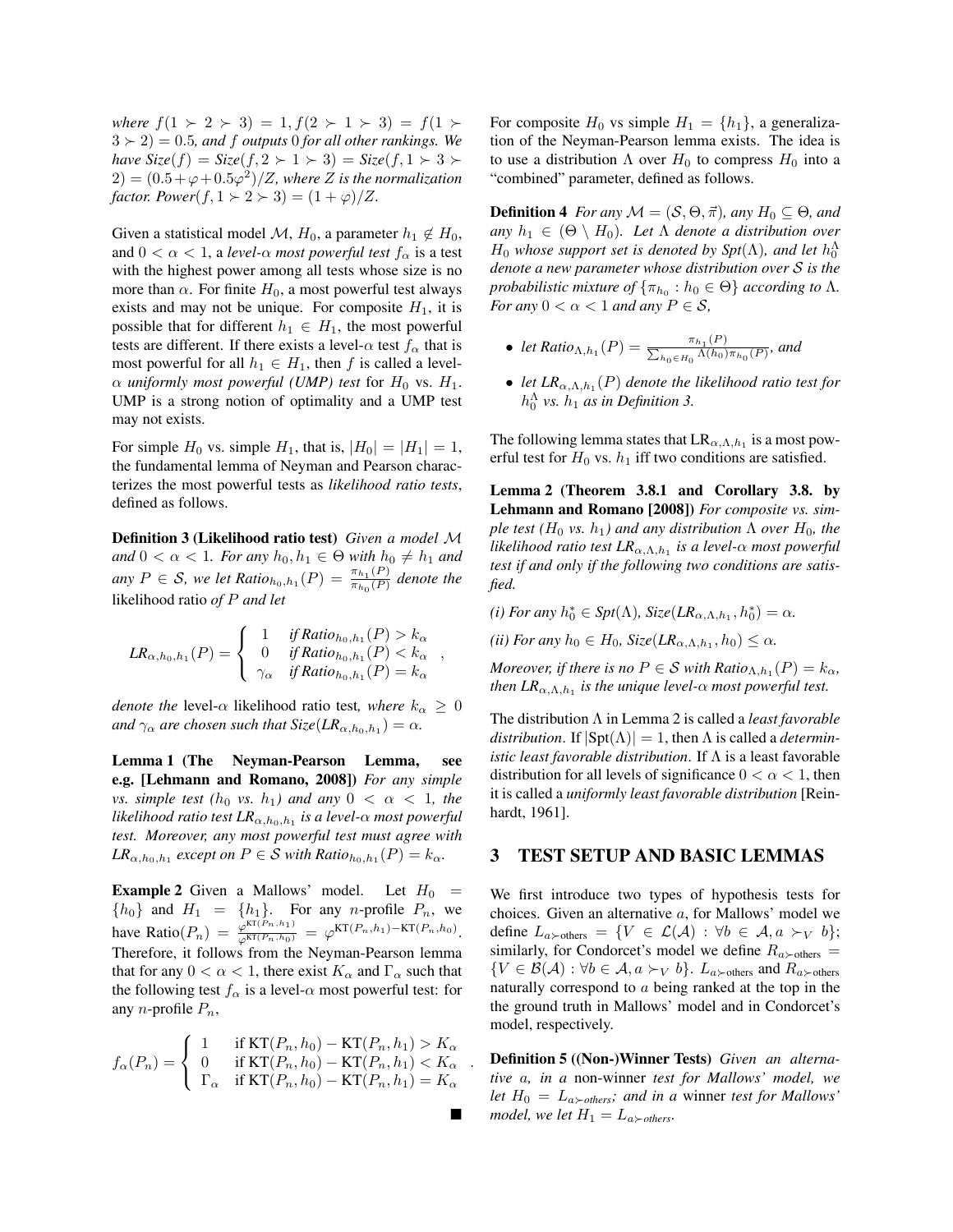*where* $f(1 \succ 2 \succ 3) = 1, f(2 \succ 1 \succ 3) = f(1 \succ 3 \succ 2) = 0.5$*, and* $f$ *outputs* 0 *for all other rankings. We have* $\text{Size}(f) = \text{Size}(f, 2 \succ 1 \succ 3) = \text{Size}(f, 1 \succ 3 \succ 2) = (0.5 + \varphi + 0.5\varphi^2)/Z$*, where* $Z$ *is the normalization factor.* $\text{Power}(f, 1 \succ 2 \succ 3) = (1 + \varphi)/Z$*.*

Given a statistical model $\mathcal{M}$, $H_0$, a parameter $h_1 \notin H_0$, and $0 < \alpha < 1$, a *level-*$\alpha$ *most powerful test* $f_\alpha$ is a test with the highest power among all tests whose size is no more than $\alpha$. For finite $H_0$, a most powerful test always exists and may not be unique. For composite $H_1$, it is possible that for different $h_1 \in H_1$, the most powerful tests are different. If there exists a level-$\alpha$ test $f_\alpha$ that is most powerful for all $h_1 \in H_1$, then $f$ is called a level-$\alpha$ *uniformly most powerful (UMP) test* for $H_0$ vs. $H_1$. UMP is a strong notion of optimality and a UMP test may not exists.

For simple $H_0$ vs. simple $H_1$, that is, $|H_0| = |H_1| = 1$, the fundamental lemma of Neyman and Pearson characterizes the most powerful tests as *likelihood ratio tests*, defined as follows.

**Definition 3 (Likelihood ratio test)** *Given a model* $\mathcal{M}$ *and* $0 < \alpha < 1$*. For any* $h_0, h_1 \in \Theta$ *with* $h_0 \neq h_1$ *and any* $P \in \mathcal{S}$*, we let* $\text{Ratio}_{h_0,h_1}(P) = \frac{\pi_{h_1}(P)}{\pi_{h_0}(P)}$ *denote the* likelihood ratio *of* $P$ *and let*

$$\text{LR}_{\alpha,h_0,h_1}(P) = \begin{cases} 1 & \text{if } \text{Ratio}_{h_0,h_1}(P) > k_\alpha \\ 0 & \text{if } \text{Ratio}_{h_0,h_1}(P) < k_\alpha \\ \gamma_\alpha & \text{if } \text{Ratio}_{h_0,h_1}(P) = k_\alpha \end{cases},$$

*denote the* level-$\alpha$ likelihood ratio test*, where* $k_\alpha \geq 0$ *and* $\gamma_\alpha$ *are chosen such that* $\text{Size}(\text{LR}_{\alpha,h_0,h_1}) = \alpha$*.*

**Lemma 1 (The Neyman-Pearson Lemma, see e.g. [Lehmann and Romano, 2008])** *For any simple vs. simple test (*$h_0$ *vs.* $h_1$*) and any* $0 < \alpha < 1$*, the likelihood ratio test* $\text{LR}_{\alpha,h_0,h_1}$ *is a level-*$\alpha$ *most powerful test. Moreover, any most powerful test must agree with* $\text{LR}_{\alpha,h_0,h_1}$ *except on* $P \in \mathcal{S}$ *with* $\text{Ratio}_{h_0,h_1}(P) = k_\alpha$*.*

**Example 2** Given a Mallows' model. Let $H_0 = \{h_0\}$ and $H_1 = \{h_1\}$. For any $n$-profile $P_n$, we have $\text{Ratio}(P_n) = \frac{\varphi^{\text{KT}(P_n,h_1)}}{\varphi^{\text{KT}(P_n,h_0)}} = \varphi^{\text{KT}(P_n,h_1) - \text{KT}(P_n,h_0)}$. Therefore, it follows from the Neyman-Pearson lemma that for any $0 < \alpha < 1$, there exist $K_\alpha$ and $\Gamma_\alpha$ such that the following test $f_\alpha$ is a level-$\alpha$ most powerful test: for any $n$-profile $P_n$,

$$f_\alpha(P_n) = \begin{cases} 1 & \text{if } \text{KT}(P_n, h_0) - \text{KT}(P_n, h_1) > K_\alpha \\ 0 & \text{if } \text{KT}(P_n, h_0) - \text{KT}(P_n, h_1) < K_\alpha \\ \Gamma_\alpha & \text{if } \text{KT}(P_n, h_0) - \text{KT}(P_n, h_1) = K_\alpha \end{cases}.$$

■

For composite $H_0$ vs simple $H_1 = \{h_1\}$, a generalization of the Neyman-Pearson lemma exists. The idea is to use a distribution $\Lambda$ over $H_0$ to compress $H_0$ into a "combined" parameter, defined as follows.

**Definition 4** *For any* $\mathcal{M} = (\mathcal{S}, \Theta, \vec{\pi})$*, any* $H_0 \subseteq \Theta$*, and any* $h_1 \in (\Theta \setminus H_0)$*. Let* $\Lambda$ *denote a distribution over* $H_0$ *whose support set is denoted by* $\text{Spt}(\Lambda)$*, and let* $h_0^\Lambda$ *denote a new parameter whose distribution over* $\mathcal{S}$ *is the probabilistic mixture of* $\{\pi_{h_0} : h_0 \in \Theta\}$ *according to* $\Lambda$*. For any* $0 < \alpha < 1$ *and any* $P \in \mathcal{S}$*,*

- *let* $\text{Ratio}_{\Lambda,h_1}(P) = \frac{\pi_{h_1}(P)}{\sum_{h_0 \in H_0} \Lambda(h_0)\pi_{h_0}(P)}$*, and*
- *let* $\text{LR}_{\alpha,\Lambda,h_1}(P)$ *denote the likelihood ratio test for* $h_0^\Lambda$ *vs.* $h_1$ *as in Definition 3.*

The following lemma states that $\text{LR}_{\alpha,\Lambda,h_1}$ is a most powerful test for $H_0$ vs. $h_1$ iff two conditions are satisfied.

**Lemma 2 (Theorem 3.8.1 and Corollary 3.8. by Lehmann and Romano [2008])** *For composite vs. simple test (*$H_0$ *vs.* $h_1$*) and any distribution* $\Lambda$ *over* $H_0$*, the likelihood ratio test* $\text{LR}_{\alpha,\Lambda,h_1}$ *is a level-*$\alpha$ *most powerful test if and only if the following two conditions are satisfied.*

*(i) For any* $h_0^* \in \text{Spt}(\Lambda)$*,* $\text{Size}(\text{LR}_{\alpha,\Lambda,h_1}, h_0^*) = \alpha$*.*

*(ii) For any* $h_0 \in H_0$*,* $\text{Size}(\text{LR}_{\alpha,\Lambda,h_1}, h_0) \leq \alpha$*.*

*Moreover, if there is no* $P \in \mathcal{S}$ *with* $\text{Ratio}_{\Lambda,h_1}(P) = k_\alpha$*, then* $\text{LR}_{\alpha,\Lambda,h_1}$ *is the unique level-*$\alpha$ *most powerful test.*

The distribution $\Lambda$ in Lemma 2 is called a *least favorable distribution*. If $|\text{Spt}(\Lambda)| = 1$, then $\Lambda$ is called a *deterministic least favorable distribution*. If $\Lambda$ is a least favorable distribution for all levels of significance $0 < \alpha < 1$, then it is called a *uniformly least favorable distribution* [Reinhardt, 1961].

## 3 TEST SETUP AND BASIC LEMMAS

We first introduce two types of hypothesis tests for choices. Given an alternative $a$, for Mallows' model we define $L_{a\succ\text{others}} = \{V \in \mathcal{L}(\mathcal{A}) : \forall b \in \mathcal{A}, a \succ_V b\}$; similarly, for Condorcet's model we define $R_{a\succ\text{others}} = \{V \in \mathcal{B}(\mathcal{A}) : \forall b \in \mathcal{A}, a \succ_V b\}$. $L_{a\succ\text{others}}$ and $R_{a\succ\text{others}}$ naturally correspond to $a$ being ranked at the top in the the ground truth in Mallows' model and in Condorcet's model, respectively.

**Definition 5 ((Non-)Winner Tests)** *Given an alternative* $a$*, in a* non-winner *test for Mallows' model, we let* $H_0 = L_{a\succ\text{others}}$*; and in a* winner *test for Mallows' model, we let* $H_1 = L_{a\succ\text{others}}$*.*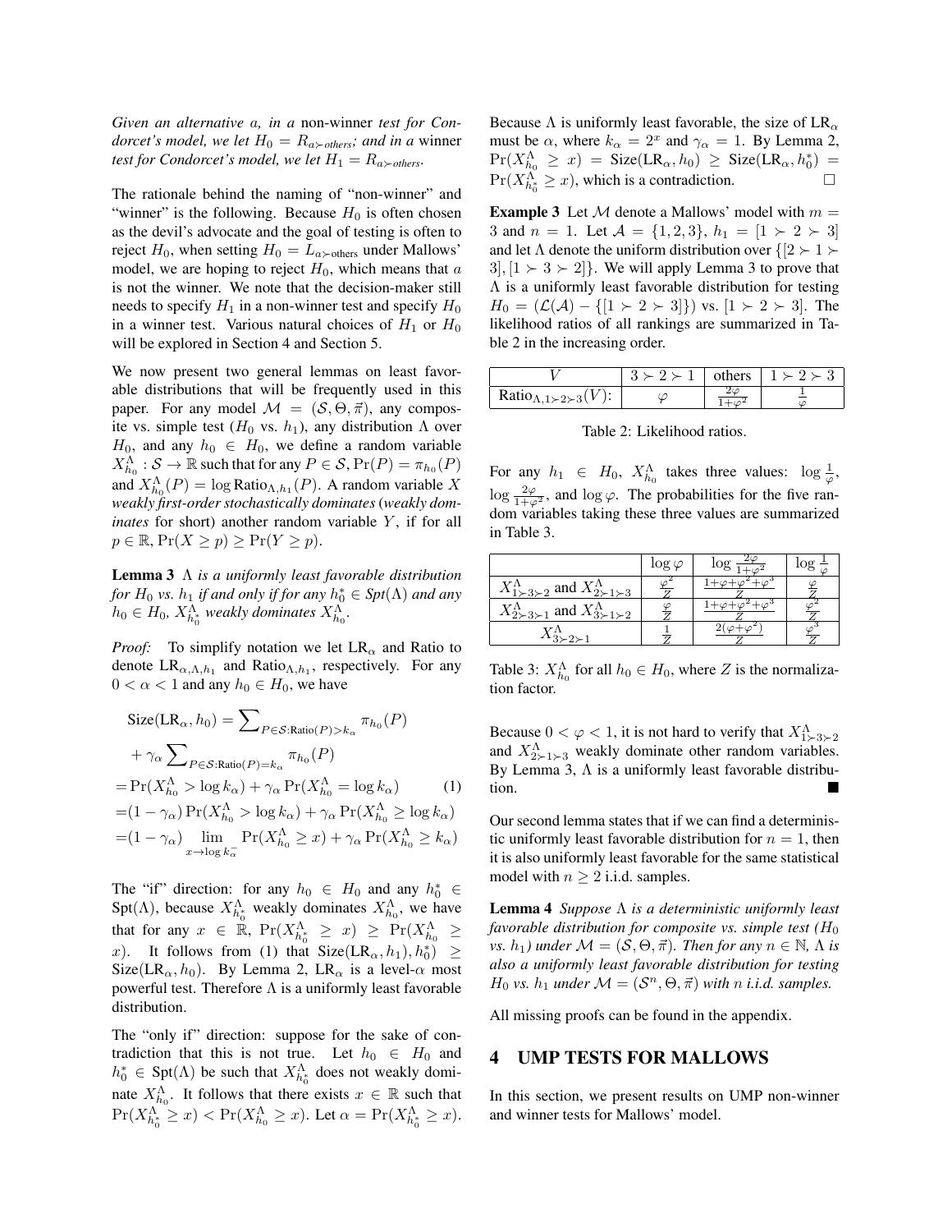*Given an alternative $a$, in a* non-winner *test for Condorcet's model, we let $H_0 = R_{a\succ others}$; and in a* winner *test for Condorcet's model, we let $H_1 = R_{a\succ others}$.*

The rationale behind the naming of "non-winner" and "winner" is the following. Because $H_0$ is often chosen as the devil's advocate and the goal of testing is often to reject $H_0$, when setting $H_0 = L_{a\succ \text{others}}$ under Mallows' model, we are hoping to reject $H_0$, which means that $a$ is not the winner. We note that the decision-maker still needs to specify $H_1$ in a non-winner test and specify $H_0$ in a winner test. Various natural choices of $H_1$ or $H_0$ will be explored in Section 4 and Section 5.

We now present two general lemmas on least favorable distributions that will be frequently used in this paper. For any model $\mathcal{M} = (\mathcal{S}, \Theta, \vec{\pi})$, any composite vs. simple test ($H_0$ vs. $h_1$), any distribution $\Lambda$ over $H_0$, and any $h_0 \in H_0$, we define a random variable $X^\Lambda_{h_0} : \mathcal{S} \to \mathbb{R}$ such that for any $P \in \mathcal{S}$, $\Pr(P) = \pi_{h_0}(P)$ and $X^\Lambda_{h_0}(P) = \log \text{Ratio}_{\Lambda,h_1}(P)$. A random variable $X$ *weakly first-order stochastically dominates* (*weakly dominates* for short) another random variable $Y$, if for all $p \in \mathbb{R}$, $\Pr(X \geq p) \geq \Pr(Y \geq p)$.

**Lemma 3** *$\Lambda$ is a uniformly least favorable distribution for $H_0$ vs. $h_1$ if and only if for any $h_0^* \in Spt(\Lambda)$ and any $h_0 \in H_0$, $X^\Lambda_{h_0^*}$ weakly dominates $X^\Lambda_{h_0}$.*

*Proof:* To simplify notation we let $\text{LR}_\alpha$ and Ratio to denote $\text{LR}_{\alpha,\Lambda,h_1}$ and $\text{Ratio}_{\Lambda,h_1}$, respectively. For any $0 < \alpha < 1$ and any $h_0 \in H_0$, we have

$$
\begin{aligned}
&\text{Size}(\text{LR}_\alpha, h_0) = \sum\nolimits_{P\in\mathcal{S}:\text{Ratio}(P)>k_\alpha} \pi_{h_0}(P) \\
&\quad + \gamma_\alpha \sum\nolimits_{P\in\mathcal{S}:\text{Ratio}(P)=k_\alpha} \pi_{h_0}(P) \\
&= \Pr(X^\Lambda_{h_0} > \log k_\alpha) + \gamma_\alpha \Pr(X^\Lambda_{h_0} = \log k_\alpha) \qquad (1)\\
&= (1-\gamma_\alpha)\Pr(X^\Lambda_{h_0} > \log k_\alpha) + \gamma_\alpha \Pr(X^\Lambda_{h_0} \geq \log k_\alpha) \\
&= (1-\gamma_\alpha) \lim_{x\to \log k_\alpha^-} \Pr(X^\Lambda_{h_0} \geq x) + \gamma_\alpha \Pr(X^\Lambda_{h_0} \geq k_\alpha)
\end{aligned}
$$

The "if" direction: for any $h_0 \in H_0$ and any $h_0^* \in \text{Spt}(\Lambda)$, because $X^\Lambda_{h_0^*}$ weakly dominates $X^\Lambda_{h_0}$, we have that for any $x \in \mathbb{R}$, $\Pr(X^\Lambda_{h_0^*} \geq x) \geq \Pr(X^\Lambda_{h_0} \geq x)$. It follows from (1) that $\text{Size}(\text{LR}_\alpha, h_1), h_0^*) \geq \text{Size}(\text{LR}_\alpha, h_0)$. By Lemma 2, $\text{LR}_\alpha$ is a level-$\alpha$ most powerful test. Therefore $\Lambda$ is a uniformly least favorable distribution.

The "only if" direction: suppose for the sake of contradiction that this is not true. Let $h_0 \in H_0$ and $h_0^* \in \text{Spt}(\Lambda)$ be such that $X^\Lambda_{h_0^*}$ does not weakly dominate $X^\Lambda_{h_0}$. It follows that there exists $x \in \mathbb{R}$ such that $\Pr(X^\Lambda_{h_0^*} \geq x) < \Pr(X^\Lambda_{h_0} \geq x)$. Let $\alpha = \Pr(X^\Lambda_{h_0^*} \geq x)$. Because $\Lambda$ is uniformly least favorable, the size of $\text{LR}_\alpha$ must be $\alpha$, where $k_\alpha = 2^x$ and $\gamma_\alpha = 1$. By Lemma 2, $\Pr(X^\Lambda_{h_0} \geq x) = \text{Size}(\text{LR}_\alpha, h_0) \geq \text{Size}(\text{LR}_\alpha, h_0^*) = \Pr(X^\Lambda_{h_0^*} \geq x)$, which is a contradiction. □

**Example 3** Let $\mathcal{M}$ denote a Mallows' model with $m = 3$ and $n = 1$. Let $\mathcal{A} = \{1, 2, 3\}$, $h_1 = [1 \succ 2 \succ 3]$ and let $\Lambda$ denote the uniform distribution over $\{[2 \succ 1 \succ 3], [1 \succ 3 \succ 2]\}$. We will apply Lemma 3 to prove that $\Lambda$ is a uniformly least favorable distribution for testing $H_0 = (\mathcal{L}(\mathcal{A}) - \{[1 \succ 2 \succ 3]\})$ vs. $[1 \succ 2 \succ 3]$. The likelihood ratios of all rankings are summarized in Table 2 in the increasing order.

| $V$ | $3 \succ 2 \succ 1$ | others | $1 \succ 2 \succ 3$ |
|---|---|---|---|
| $\text{Ratio}_{\Lambda,1\succ2\succ3}(V)$: | $\varphi$ | $\frac{2\varphi}{1+\varphi^2}$ | $\frac{1}{\varphi}$ |

Table 2: Likelihood ratios.

For any $h_1 \in H_0$, $X^\Lambda_{h_0}$ takes three values: $\log \frac{1}{\varphi}$, $\log \frac{2\varphi}{1+\varphi^2}$, and $\log \varphi$. The probabilities for the five random variables taking these three values are summarized in Table 3.

| | $\log \varphi$ | $\log \frac{2\varphi}{1+\varphi^2}$ | $\log \frac{1}{\varphi}$ |
|---|---|---|---|
| $X^\Lambda_{1\succ3\succ2}$ and $X^\Lambda_{2\succ1\succ3}$ | $\frac{\varphi^2}{Z}$ | $\frac{1+\varphi+\varphi^2+\varphi^3}{Z}$ | $\frac{\varphi}{Z}$ |
| $X^\Lambda_{2\succ3\succ1}$ and $X^\Lambda_{3\succ1\succ2}$ | $\frac{\varphi}{Z}$ | $\frac{1+\varphi+\varphi^2+\varphi^3}{Z}$ | $\frac{\varphi^2}{Z}$ |
| $X^\Lambda_{3\succ2\succ1}$ | $\frac{1}{Z}$ | $\frac{2(\varphi+\varphi^2)}{Z}$ | $\frac{\varphi^3}{Z}$ |

Table 3: $X^\Lambda_{h_0}$ for all $h_0 \in H_0$, where $Z$ is the normalization factor.

Because $0 < \varphi < 1$, it is not hard to verify that $X^\Lambda_{1\succ3\succ2}$ and $X^\Lambda_{2\succ1\succ3}$ weakly dominate other random variables. By Lemma 3, $\Lambda$ is a uniformly least favorable distribution. ■

Our second lemma states that if we can find a deterministic uniformly least favorable distribution for $n = 1$, then it is also uniformly least favorable for the same statistical model with $n \geq 2$ i.i.d. samples.

**Lemma 4** *Suppose $\Lambda$ is a deterministic uniformly least favorable distribution for composite vs. simple test ($H_0$ vs. $h_1$) under $\mathcal{M} = (\mathcal{S}, \Theta, \vec{\pi})$. Then for any $n \in \mathbb{N}$, $\Lambda$ is also a uniformly least favorable distribution for testing $H_0$ vs. $h_1$ under $\mathcal{M} = (\mathcal{S}^n, \Theta, \vec{\pi})$ with $n$ i.i.d. samples.*

All missing proofs can be found in the appendix.

## 4 UMP TESTS FOR MALLOWS

In this section, we present results on UMP non-winner and winner tests for Mallows' model.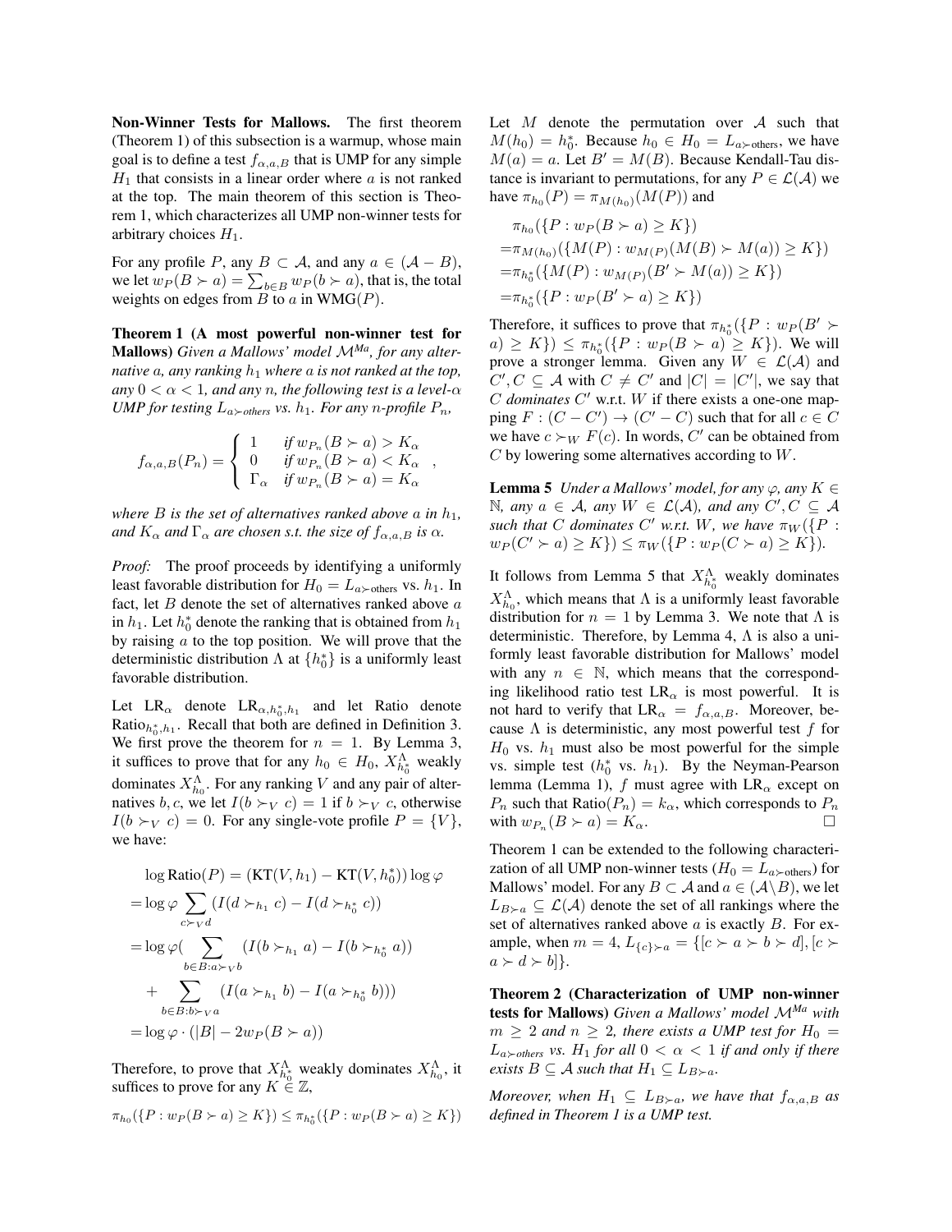**Non-Winner Tests for Mallows.** The first theorem (Theorem 1) of this subsection is a warmup, whose main goal is to define a test $f_{\alpha,a,B}$ that is UMP for any simple $H_1$ that consists in a linear order where $a$ is not ranked at the top. The main theorem of this section is Theorem 1, which characterizes all UMP non-winner tests for arbitrary choices $H_1$.

For any profile $P$, any $B \subset \mathcal{A}$, and any $a \in (\mathcal{A} - B)$, we let $w_P(B \succ a) = \sum_{b \in B} w_P(b \succ a)$, that is, the total weights on edges from $B$ to $a$ in WMG($P$).

**Theorem 1 (A most powerful non-winner test for Mallows)** *Given a Mallows' model $\mathcal{M}^{Ma}$, for any alternative $a$, any ranking $h_1$ where $a$ is not ranked at the top, any $0 < \alpha < 1$, and any $n$, the following test is a level-$\alpha$ UMP for testing $L_{a\succ others}$ vs. $h_1$. For any $n$-profile $P_n$,*

$$f_{\alpha,a,B}(P_n) = \begin{cases} 1 & \text{if } w_{P_n}(B \succ a) > K_\alpha \\ 0 & \text{if } w_{P_n}(B \succ a) < K_\alpha \\ \Gamma_\alpha & \text{if } w_{P_n}(B \succ a) = K_\alpha \end{cases},$$

*where $B$ is the set of alternatives ranked above $a$ in $h_1$, and $K_\alpha$ and $\Gamma_\alpha$ are chosen s.t. the size of $f_{\alpha,a,B}$ is $\alpha$.*

*Proof:* The proof proceeds by identifying a uniformly least favorable distribution for $H_0 = L_{a\succ \text{others}}$ vs. $h_1$. In fact, let $B$ denote the set of alternatives ranked above $a$ in $h_1$. Let $h_0^*$ denote the ranking that is obtained from $h_1$ by raising $a$ to the top position. We will prove that the deterministic distribution $\Lambda$ at $\{h_0^*\}$ is a uniformly least favorable distribution.

Let $\text{LR}_\alpha$ denote $\text{LR}_{\alpha,h_0^*,h_1}$ and let Ratio denote $\text{Ratio}_{h_0^*,h_1}$. Recall that both are defined in Definition 3. We first prove the theorem for $n = 1$. By Lemma 3, it suffices to prove that for any $h_0 \in H_0$, $X^{\Lambda}_{h_0^*}$ weakly dominates $X^{\Lambda}_{h_0}$. For any ranking $V$ and any pair of alternatives $b, c$, we let $I(b \succ_V c) = 1$ if $b \succ_V c$, otherwise $I(b \succ_V c) = 0$. For any single-vote profile $P = \{V\}$, we have:

$$\begin{aligned}
&\log \text{Ratio}(P) = (\text{KT}(V, h_1) - \text{KT}(V, h_0^*)) \log \varphi \\
&= \log \varphi \sum_{c \succ_V d} (I(d \succ_{h_1} c) - I(d \succ_{h_0^*} c)) \\
&= \log \varphi (\sum_{b \in B: a \succ_V b} (I(b \succ_{h_1} a) - I(b \succ_{h_0^*} a)) \\
&\quad + \sum_{b \in B: b \succ_V a} (I(a \succ_{h_1} b) - I(a \succ_{h_0^*} b))) \\
&= \log \varphi \cdot (|B| - 2w_P(B \succ a))
\end{aligned}$$

Therefore, to prove that $X^{\Lambda}_{h_0^*}$ weakly dominates $X^{\Lambda}_{h_0}$, it suffices to prove for any $K \in \mathbb{Z}$,

$$\pi_{h_0}(\{P : w_P(B \succ a) \geq K\}) \leq \pi_{h_0^*}(\{P : w_P(B \succ a) \geq K\})$$

Let $M$ denote the permutation over $\mathcal{A}$ such that $M(h_0) = h_0^*$. Because $h_0 \in H_0 = L_{a\succ \text{others}}$, we have $M(a) = a$. Let $B' = M(B)$. Because Kendall-Tau distance is invariant to permutations, for any $P \in \mathcal{L}(\mathcal{A})$ we have $\pi_{h_0}(P) = \pi_{M(h_0)}(M(P))$ and

$$\begin{aligned}
&\pi_{h_0}(\{P : w_P(B \succ a) \geq K\}) \\
=&\pi_{M(h_0)}(\{M(P) : w_{M(P)}(M(B) \succ M(a)) \geq K\}) \\
=&\pi_{h_0^*}(\{M(P) : w_{M(P)}(B' \succ M(a)) \geq K\}) \\
=&\pi_{h_0^*}(\{P : w_P(B' \succ a) \geq K\})
\end{aligned}$$

Therefore, it suffices to prove that $\pi_{h_0^*}(\{P : w_P(B' \succ a) \geq K\}) \leq \pi_{h_0^*}(\{P : w_P(B \succ a) \geq K\})$. We will prove a stronger lemma. Given any $W \in \mathcal{L}(\mathcal{A})$ and $C', C \subseteq \mathcal{A}$ with $C \neq C'$ and $|C| = |C'|$, we say that $C$ *dominates* $C'$ w.r.t. $W$ if there exists a one-one mapping $F : (C - C') \to (C' - C)$ such that for all $c \in C$ we have $c \succ_W F(c)$. In words, $C'$ can be obtained from $C$ by lowering some alternatives according to $W$.

**Lemma 5** *Under a Mallows' model, for any $\varphi$, any $K \in \mathbb{N}$, any $a \in \mathcal{A}$, any $W \in \mathcal{L}(\mathcal{A})$, and any $C', C \subseteq \mathcal{A}$ such that $C$ dominates $C'$ w.r.t. $W$, we have $\pi_W(\{P : w_P(C' \succ a) \geq K\}) \leq \pi_W(\{P : w_P(C \succ a) \geq K\})$.*

It follows from Lemma 5 that $X^{\Lambda}_{h_0^*}$ weakly dominates $X^{\Lambda}_{h_0}$, which means that $\Lambda$ is a uniformly least favorable distribution for $n = 1$ by Lemma 3. We note that $\Lambda$ is deterministic. Therefore, by Lemma 4, $\Lambda$ is also a uniformly least favorable distribution for Mallows' model with any $n \in \mathbb{N}$, which means that the corresponding likelihood ratio test $\text{LR}_\alpha$ is most powerful. It is not hard to verify that $\text{LR}_\alpha = f_{\alpha,a,B}$. Moreover, because $\Lambda$ is deterministic, any most powerful test $f$ for $H_0$ vs. $h_1$ must also be most powerful for the simple vs. simple test ($h_0^*$ vs. $h_1$). By the Neyman-Pearson lemma (Lemma 1), $f$ must agree with $\text{LR}_\alpha$ except on $P_n$ such that $\text{Ratio}(P_n) = k_\alpha$, which corresponds to $P_n$ with $w_{P_n}(B \succ a) = K_\alpha$. □

Theorem 1 can be extended to the following characterization of all UMP non-winner tests ($H_0 = L_{a\succ \text{others}}$) for Mallows' model. For any $B \subset \mathcal{A}$ and $a \in (\mathcal{A} \setminus B)$, we let $L_{B\succ a} \subseteq \mathcal{L}(\mathcal{A})$ denote the set of all rankings where the set of alternatives ranked above $a$ is exactly $B$. For example, when $m = 4$, $L_{\{c\}\succ a} = \{[c \succ a \succ b \succ d], [c \succ a \succ d \succ b]\}$.

**Theorem 2 (Characterization of UMP non-winner tests for Mallows)** *Given a Mallows' model $\mathcal{M}^{Ma}$ with $m \geq 2$ and $n \geq 2$, there exists a UMP test for $H_0 = L_{a\succ others}$ vs. $H_1$ for all $0 < \alpha < 1$ if and only if there exists $B \subseteq \mathcal{A}$ such that $H_1 \subseteq L_{B\succ a}$.*

*Moreover, when $H_1 \subseteq L_{B\succ a}$, we have that $f_{\alpha,a,B}$ as defined in Theorem 1 is a UMP test.*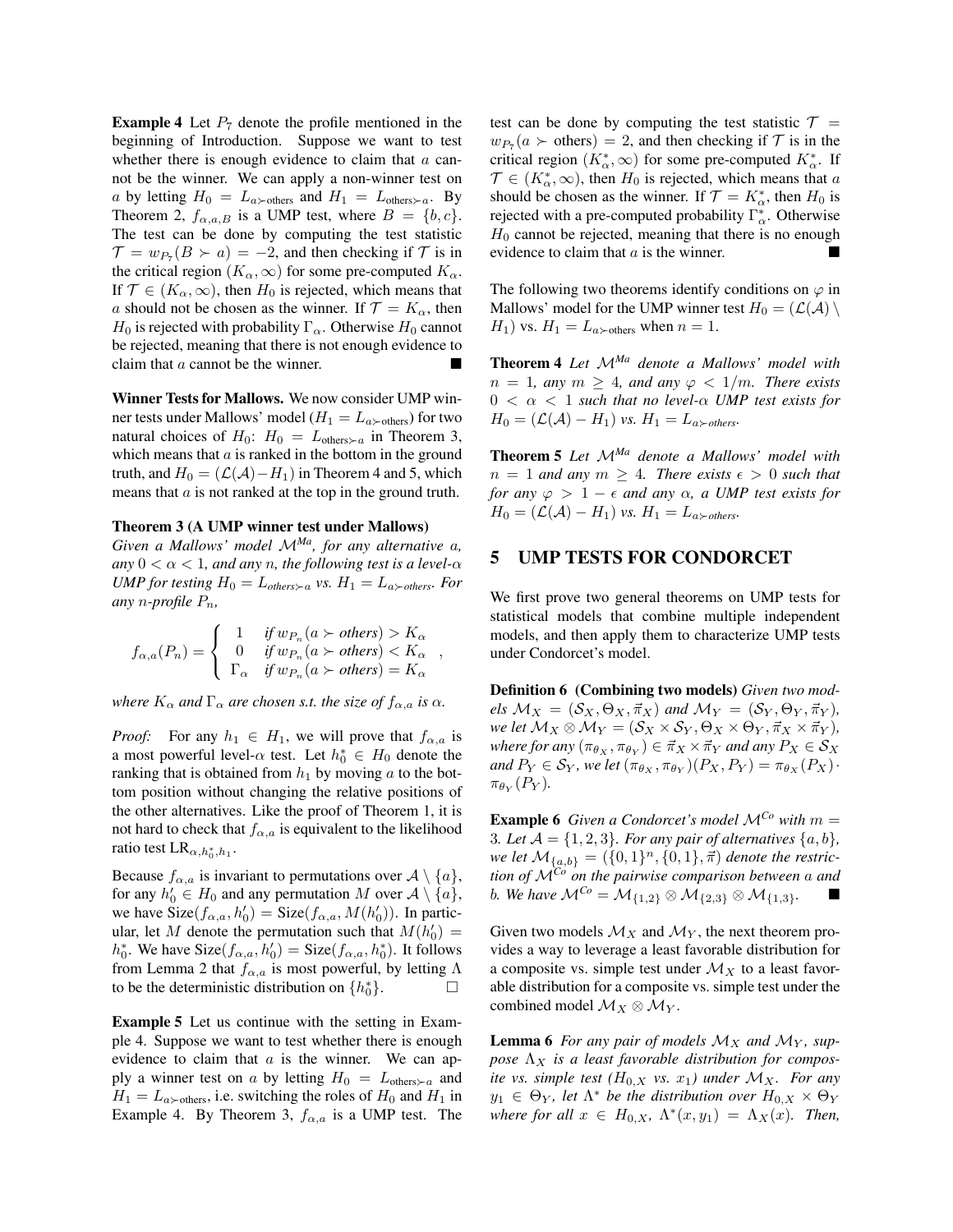**Example 4** Let $P_7$ denote the profile mentioned in the beginning of Introduction. Suppose we want to test whether there is enough evidence to claim that $a$ cannot be the winner. We can apply a non-winner test on $a$ by letting $H_0 = L_{a\succ \text{others}}$ and $H_1 = L_{\text{others}\succ a}$. By Theorem 2, $f_{\alpha,a,B}$ is a UMP test, where $B = \{b, c\}$. The test can be done by computing the test statistic $\mathcal{T} = w_{P_7}(B \succ a) = -2$, and then checking if $\mathcal{T}$ is in the critical region $(K_\alpha, \infty)$ for some pre-computed $K_\alpha$. If $\mathcal{T} \in (K_\alpha, \infty)$, then $H_0$ is rejected, which means that $a$ should not be chosen as the winner. If $\mathcal{T} = K_\alpha$, then $H_0$ is rejected with probability $\Gamma_\alpha$. Otherwise $H_0$ cannot be rejected, meaning that there is not enough evidence to claim that $a$ cannot be the winner. ■

**Winner Tests for Mallows.** We now consider UMP winner tests under Mallows' model ($H_1 = L_{a\succ \text{others}}$) for two natural choices of $H_0$: $H_0 = L_{\text{others}\succ a}$ in Theorem 3, which means that $a$ is ranked in the bottom in the ground truth, and $H_0 = (\mathcal{L}(\mathcal{A}) - H_1)$ in Theorem 4 and 5, which means that $a$ is not ranked at the top in the ground truth.

**Theorem 3 (A UMP winner test under Mallows)** *Given a Mallows' model $\mathcal{M}^{Ma}$, for any alternative $a$, any $0 < \alpha < 1$, and any $n$, the following test is a level-$\alpha$ UMP for testing $H_0 = L_{others\succ a}$ vs. $H_1 = L_{a\succ others}$. For any $n$-profile $P_n$,*

$$f_{\alpha,a}(P_n) = \begin{cases} 1 & \text{if } w_{P_n}(a \succ \text{others}) > K_\alpha \\ 0 & \text{if } w_{P_n}(a \succ \text{others}) < K_\alpha \\ \Gamma_\alpha & \text{if } w_{P_n}(a \succ \text{others}) = K_\alpha \end{cases},$$

*where $K_\alpha$ and $\Gamma_\alpha$ are chosen s.t. the size of $f_{\alpha,a}$ is $\alpha$.*

*Proof:* For any $h_1 \in H_1$, we will prove that $f_{\alpha,a}$ is a most powerful level-$\alpha$ test. Let $h_0^* \in H_0$ denote the ranking that is obtained from $h_1$ by moving $a$ to the bottom position without changing the relative positions of the other alternatives. Like the proof of Theorem 1, it is not hard to check that $f_{\alpha,a}$ is equivalent to the likelihood ratio test $\text{LR}_{\alpha,h_0^*,h_1}$.

Because $f_{\alpha,a}$ is invariant to permutations over $\mathcal{A} \setminus \{a\}$, for any $h_0' \in H_0$ and any permutation $M$ over $\mathcal{A} \setminus \{a\}$, we have $\text{Size}(f_{\alpha,a}, h_0') = \text{Size}(f_{\alpha,a}, M(h_0'))$. In particular, let $M$ denote the permutation such that $M(h_0') = h_0^*$. We have $\text{Size}(f_{\alpha,a}, h_0') = \text{Size}(f_{\alpha,a}, h_0^*)$. It follows from Lemma 2 that $f_{\alpha,a}$ is most powerful, by letting $\Lambda$ to be the deterministic distribution on $\{h_0^*\}$. □

**Example 5** Let us continue with the setting in Example 4. Suppose we want to test whether there is enough evidence to claim that $a$ is the winner. We can apply a winner test on $a$ by letting $H_0 = L_{\text{others}\succ a}$ and $H_1 = L_{a\succ \text{others}}$, i.e. switching the roles of $H_0$ and $H_1$ in Example 4. By Theorem 3, $f_{\alpha,a}$ is a UMP test. The test can be done by computing the test statistic $\mathcal{T} = w_{P_7}(a \succ \text{others}) = 2$, and then checking if $\mathcal{T}$ is in the critical region $(K_\alpha^*, \infty)$ for some pre-computed $K_\alpha^*$. If $\mathcal{T} \in (K_\alpha^*, \infty)$, then $H_0$ is rejected, which means that $a$ should be chosen as the winner. If $\mathcal{T} = K_\alpha^*$, then $H_0$ is rejected with a pre-computed probability $\Gamma_\alpha^*$. Otherwise $H_0$ cannot be rejected, meaning that there is no enough evidence to claim that $a$ is the winner. ■

The following two theorems identify conditions on $\varphi$ in Mallows' model for the UMP winner test $H_0 = (\mathcal{L}(\mathcal{A}) \setminus H_1)$ vs. $H_1 = L_{a\succ \text{others}}$ when $n = 1$.

**Theorem 4** *Let $\mathcal{M}^{Ma}$ denote a Mallows' model with $n = 1$, any $m \geq 4$, and any $\varphi < 1/m$. There exists $0 < \alpha < 1$ such that no level-$\alpha$ UMP test exists for $H_0 = (\mathcal{L}(\mathcal{A}) - H_1)$ vs. $H_1 = L_{a\succ others}$.*

**Theorem 5** *Let $\mathcal{M}^{Ma}$ denote a Mallows' model with $n = 1$ and any $m \geq 4$. There exists $\epsilon > 0$ such that for any $\varphi > 1 - \epsilon$ and any $\alpha$, a UMP test exists for $H_0 = (\mathcal{L}(\mathcal{A}) - H_1)$ vs. $H_1 = L_{a\succ others}$.*

## 5 UMP TESTS FOR CONDORCET

We first prove two general theorems on UMP tests for statistical models that combine multiple independent models, and then apply them to characterize UMP tests under Condorcet's model.

**Definition 6 (Combining two models)** *Given two models $\mathcal{M}_X = (\mathcal{S}_X, \Theta_X, \vec{\pi}_X)$ and $\mathcal{M}_Y = (\mathcal{S}_Y, \Theta_Y, \vec{\pi}_Y)$, we let $\mathcal{M}_X \otimes \mathcal{M}_Y = (\mathcal{S}_X \times \mathcal{S}_Y, \Theta_X \times \Theta_Y, \vec{\pi}_X \times \vec{\pi}_Y)$, where for any $(\pi_{\theta_X}, \pi_{\theta_Y}) \in \vec{\pi}_X \times \vec{\pi}_Y$ and any $P_X \in \mathcal{S}_X$ and $P_Y \in \mathcal{S}_Y$, we let $(\pi_{\theta_X}, \pi_{\theta_Y})(P_X, P_Y) = \pi_{\theta_X}(P_X) \cdot \pi_{\theta_Y}(P_Y)$.*

**Example 6** *Given a Condorcet's model $\mathcal{M}^{Co}$ with $m = 3$. Let $\mathcal{A} = \{1, 2, 3\}$. For any pair of alternatives $\{a, b\}$, we let $\mathcal{M}_{\{a,b\}} = (\{0, 1\}^n, \{0, 1\}, \vec{\pi})$ denote the restriction of $\mathcal{M}^{Co}$ on the pairwise comparison between $a$ and $b$. We have $\mathcal{M}^{Co} = \mathcal{M}_{\{1,2\}} \otimes \mathcal{M}_{\{2,3\}} \otimes \mathcal{M}_{\{1,3\}}$.* ■

Given two models $\mathcal{M}_X$ and $\mathcal{M}_Y$, the next theorem provides a way to leverage a least favorable distribution for a composite vs. simple test under $\mathcal{M}_X$ to a least favorable distribution for a composite vs. simple test under the combined model $\mathcal{M}_X \otimes \mathcal{M}_Y$.

**Lemma 6** *For any pair of models $\mathcal{M}_X$ and $\mathcal{M}_Y$, suppose $\Lambda_X$ is a least favorable distribution for composite vs. simple test ($H_{0,X}$ vs. $x_1$) under $\mathcal{M}_X$. For any $y_1 \in \Theta_Y$, let $\Lambda^*$ be the distribution over $H_{0,X} \times \Theta_Y$ where for all $x \in H_{0,X}$, $\Lambda^*(x, y_1) = \Lambda_X(x)$. Then,*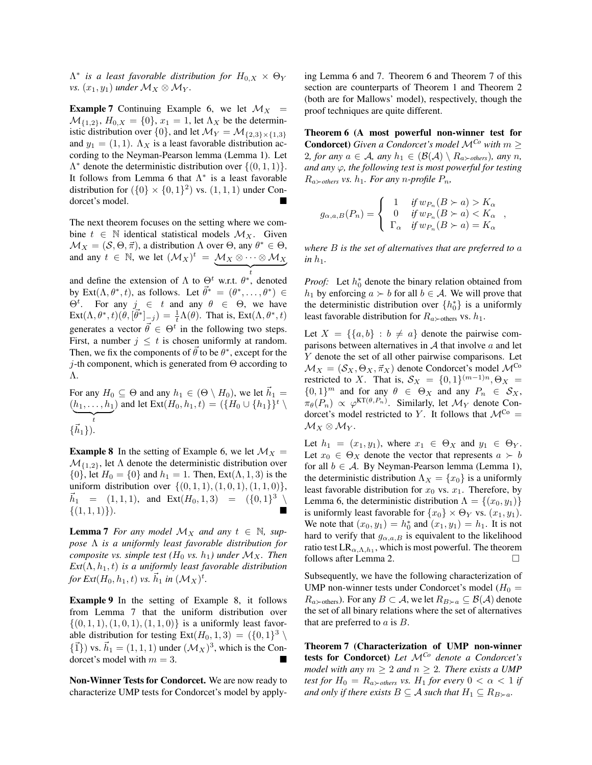$\Lambda^*$ *is a least favorable distribution for* $H_{0,X} \times \Theta_Y$ *vs.* $(x_1, y_1)$ *under* $\mathcal{M}_X \otimes \mathcal{M}_Y$.

**Example 7** Continuing Example 6, we let $\mathcal{M}_X = \mathcal{M}_{\{1,2\}}$, $H_{0,X} = \{0\}$, $x_1 = 1$, let $\Lambda_X$ be the deterministic distribution over $\{0\}$, and let $\mathcal{M}_Y = \mathcal{M}_{\{2,3\}\times\{1,3\}}$ and $y_1 = (1,1)$. $\Lambda_X$ is a least favorable distribution according to the Neyman-Pearson lemma (Lemma 1). Let $\Lambda^*$ denote the deterministic distribution over $\{(0,1,1)\}$. It follows from Lemma 6 that $\Lambda^*$ is a least favorable distribution for $(\{0\} \times \{0,1\}^2)$ vs. $(1,1,1)$ under Condorcet's model. ■

The next theorem focuses on the setting where we combine $t \in \mathbb{N}$ identical statistical models $\mathcal{M}_X$. Given $\mathcal{M}_X = (\mathcal{S}, \Theta, \vec{\pi})$, a distribution $\Lambda$ over $\Theta$, any $\theta^* \in \Theta$, and any $t \in \mathbb{N}$, we let $(\mathcal{M}_X)^t = \underbrace{\mathcal{M}_X \otimes \cdots \otimes \mathcal{M}_X}_{t}$ and define the extension of $\Lambda$ to $\Theta^t$ w.r.t. $\theta^*$, denoted by $\text{Ext}(\Lambda, \theta^*, t)$, as follows. Let $\vec{\theta^*} = (\theta^*, \ldots, \theta^*) \in \Theta^t$. For any $j \in t$ and any $\theta \in \Theta$, we have $\text{Ext}(\Lambda, \theta^*, t)(\theta, [\vec{\theta^*}]_{-j}) = \frac{1}{t}\Lambda(\theta)$. That is, $\text{Ext}(\Lambda, \theta^*, t)$ generates a vector $\vec{\theta} \in \Theta^t$ in the following two steps. First, a number $j \leq t$ is chosen uniformly at random. Then, we fix the components of $\vec{\theta}$ to be $\theta^*$, except for the $j$-th component, which is generated from $\Theta$ according to $\Lambda$.

For any $H_0 \subseteq \Theta$ and any $h_1 \in (\Theta \setminus H_0)$, we let $\vec{h}_1 = \underbrace{(h_1, \ldots, h_1)}_{t}$ and let $\text{Ext}(H_0, h_1, t) = (\{H_0 \cup \{h_1\}\}^t \setminus \{\vec{h}_1\})$.

**Example 8** In the setting of Example 6, we let $\mathcal{M}_X = \mathcal{M}_{\{1,2\}}$, let $\Lambda$ denote the deterministic distribution over $\{0\}$, let $H_0 = \{0\}$ and $h_1 = 1$. Then, $\text{Ext}(\Lambda, 1, 3)$ is the uniform distribution over $\{(0,1,1), (1,0,1), (1,1,0)\}$, $\vec{h}_1 = (1,1,1)$, and $\text{Ext}(H_0, 1, 3) = (\{0,1\}^3 \setminus \{(1,1,1)\})$. ■

**Lemma 7** *For any model* $\mathcal{M}_X$ *and any* $t \in \mathbb{N}$, *suppose* $\Lambda$ *is a uniformly least favorable distribution for composite vs. simple test (*$H_0$ *vs.* $h_1$*) under* $\mathcal{M}_X$. *Then* $\text{Ext}(\Lambda, h_1, t)$ *is a uniformly least favorable distribution for* $\text{Ext}(H_0, h_1, t)$ *vs.* $\vec{h}_1$ *in* $(\mathcal{M}_X)^t$.

**Example 9** In the setting of Example 8, it follows from Lemma 7 that the uniform distribution over $\{(0,1,1), (1,0,1), (1,1,0)\}$ is a uniformly least favorable distribution for testing $\text{Ext}(H_0, 1, 3) = (\{0,1\}^3 \setminus \{\vec{1}\})$ vs. $\vec{h}_1 = (1,1,1)$ under $(\mathcal{M}_X)^3$, which is the Condorcet's model with $m = 3$. ■

**Non-Winner Tests for Condorcet.** We are now ready to characterize UMP tests for Condorcet's model by applying Lemma 6 and 7. Theorem 6 and Theorem 7 of this section are counterparts of Theorem 1 and Theorem 2 (both are for Mallows' model), respectively, though the proof techniques are quite different.

**Theorem 6 (A most powerful non-winner test for Condorcet)** *Given a Condorcet's model* $\mathcal{M}^{Co}$ *with* $m \geq 2$, *for any* $a \in \mathcal{A}$, *any* $h_1 \in (\mathcal{B}(\mathcal{A}) \setminus R_{a\succ\text{others}})$, *any* $n$, *and any* $\varphi$, *the following test is most powerful for testing* $R_{a\succ\text{others}}$ *vs.* $h_1$. *For any* $n$*-profile* $P_n$,

$$g_{\alpha,a,B}(P_n) = \begin{cases} 1 & \text{if } w_{P_n}(B \succ a) > K_\alpha \\ 0 & \text{if } w_{P_n}(B \succ a) < K_\alpha \\ \Gamma_\alpha & \text{if } w_{P_n}(B \succ a) = K_\alpha \end{cases},$$

*where* $B$ *is the set of alternatives that are preferred to* $a$ *in* $h_1$.

*Proof:* Let $h_0^*$ denote the binary relation obtained from $h_1$ by enforcing $a \succ b$ for all $b \in \mathcal{A}$. We will prove that the deterministic distribution over $\{h_0^*\}$ is a uniformly least favorable distribution for $R_{a\succ\text{others}}$ vs. $h_1$.

Let $X = \{\{a,b\} : b \neq a\}$ denote the pairwise comparisons between alternatives in $\mathcal{A}$ that involve $a$ and let $Y$ denote the set of all other pairwise comparisons. Let $\mathcal{M}_X = (\mathcal{S}_X, \Theta_X, \vec{\pi}_X)$ denote Condorcet's model $\mathcal{M}^{\text{Co}}$ restricted to $X$. That is, $\mathcal{S}_X = \{0,1\}^{(m-1)n}, \Theta_X = \{0,1\}^m$ and for any $\theta \in \Theta_X$ and any $P_n \in \mathcal{S}_X$, $\pi_\theta(P_n) \propto \varphi^{\text{KT}(\theta, P_n)}$. Similarly, let $\mathcal{M}_Y$ denote Condorcet's model restricted to $Y$. It follows that $\mathcal{M}^{\text{Co}} = \mathcal{M}_X \otimes \mathcal{M}_Y$.

Let $h_1 = (x_1, y_1)$, where $x_1 \in \Theta_X$ and $y_1 \in \Theta_Y$. Let $x_0 \in \Theta_X$ denote the vector that represents $a \succ b$ for all $b \in \mathcal{A}$. By Neyman-Pearson lemma (Lemma 1), the deterministic distribution $\Lambda_X = \{x_0\}$ is a uniformly least favorable distribution for $x_0$ vs. $x_1$. Therefore, by Lemma 6, the deterministic distribution $\Lambda = \{(x_0, y_1)\}$ is uniformly least favorable for $\{x_0\} \times \Theta_Y$ vs. $(x_1, y_1)$. We note that $(x_0, y_1) = h_0^*$ and $(x_1, y_1) = h_1$. It is not hard to verify that $g_{\alpha,a,B}$ is equivalent to the likelihood ratio test $\text{LR}_{\alpha,\Lambda,h_1}$, which is most powerful. The theorem follows after Lemma 2. □

Subsequently, we have the following characterization of UMP non-winner tests under Condorcet's model ($H_0 = R_{a\succ\text{others}}$). For any $B \subset \mathcal{A}$, we let $R_{B\succ a} \subseteq \mathcal{B}(\mathcal{A})$ denote the set of all binary relations where the set of alternatives that are preferred to $a$ is $B$.

**Theorem 7 (Characterization of UMP non-winner tests for Condorcet)** *Let* $\mathcal{M}^{Co}$ *denote a Condorcet's model with any* $m \geq 2$ *and* $n \geq 2$. *There exists a UMP test for* $H_0 = R_{a\succ\text{others}}$ *vs.* $H_1$ *for every* $0 < \alpha < 1$ *if and only if there exists* $B \subseteq \mathcal{A}$ *such that* $H_1 \subseteq R_{B\succ a}$.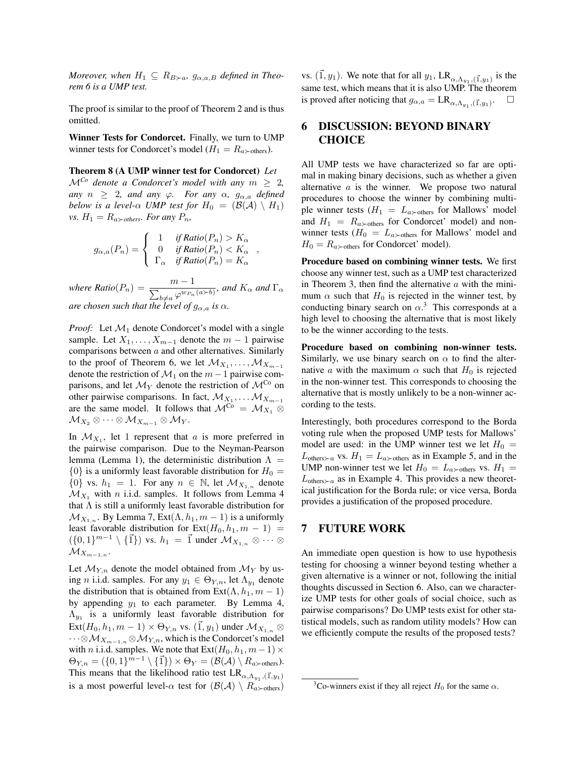*Moreover, when $H_1 \subseteq R_{B\succ a}$, $g_{\alpha,a,B}$ defined in Theorem 6 is a UMP test.*

The proof is similar to the proof of Theorem 2 and is thus omitted.

**Winner Tests for Condorcet.** Finally, we turn to UMP winner tests for Condorcet's model ($H_1 = R_{a\succ \text{others}}$).

**Theorem 8 (A UMP winner test for Condorcet)** *Let $\mathcal{M}^{Co}$ denote a Condorcet's model with any $m \geq 2$, any $n \geq 2$, and any $\varphi$. For any $\alpha$, $g_{\alpha,a}$ defined below is a level-$\alpha$ UMP test for $H_0 = (\mathcal{B}(\mathcal{A}) \setminus H_1)$ vs. $H_1 = R_{a\succ \text{others}}$. For any $P_n$,*

$$g_{\alpha,a}(P_n) = \begin{cases} 1 & \text{if } Ratio(P_n) > K_\alpha \\ 0 & \text{if } Ratio(P_n) < K_\alpha \\ \Gamma_\alpha & \text{if } Ratio(P_n) = K_\alpha \end{cases},$$

*where $Ratio(P_n) = \dfrac{m-1}{\sum_{b\neq a} \varphi^{w_{P_n}(a\succ b)}}$, and $K_\alpha$ and $\Gamma_\alpha$ are chosen such that the level of $g_{\alpha,a}$ is $\alpha$.*

*Proof:* Let $\mathcal{M}_1$ denote Condorcet's model with a single sample. Let $X_1, \ldots, X_{m-1}$ denote the $m-1$ pairwise comparisons between $a$ and other alternatives. Similarly to the proof of Theorem 6, we let $\mathcal{M}_{X_1}, \ldots, \mathcal{M}_{X_{m-1}}$ denote the restriction of $\mathcal{M}_1$ on the $m-1$ pairwise comparisons, and let $\mathcal{M}_Y$ denote the restriction of $\mathcal{M}^{\text{Co}}$ on other pairwise comparisons. In fact, $\mathcal{M}_{X_1}, \ldots \mathcal{M}_{X_{m-1}}$ are the same model. It follows that $\mathcal{M}^{\text{Co}} = \mathcal{M}_{X_1} \otimes \mathcal{M}_{X_2} \otimes \cdots \otimes \mathcal{M}_{X_{m-1}} \otimes \mathcal{M}_Y$.

In $\mathcal{M}_{X_1}$, let 1 represent that $a$ is more preferred in the pairwise comparison. Due to the Neyman-Pearson lemma (Lemma 1), the deterministic distribution $\Lambda = \{0\}$ is a uniformly least favorable distribution for $H_0 = \{0\}$ vs. $h_1 = 1$. For any $n \in \mathbb{N}$, let $\mathcal{M}_{X_{1,n}}$ denote $\mathcal{M}_{X_1}$ with $n$ i.i.d. samples. It follows from Lemma 4 that $\Lambda$ is still a uniformly least favorable distribution for $\mathcal{M}_{X_{1,n}}$. By Lemma 7, $\text{Ext}(\Lambda, h_1, m-1)$ is a uniformly least favorable distribution for $\text{Ext}(H_0, h_1, m-1) = (\{0,1\}^{m-1} \setminus \{\vec{1}\})$ vs. $h_1 = \vec{1}$ under $\mathcal{M}_{X_{1,n}} \otimes \cdots \otimes \mathcal{M}_{X_{m-1,n}}$.

Let $\mathcal{M}_{Y,n}$ denote the model obtained from $\mathcal{M}_Y$ by using $n$ i.i.d. samples. For any $y_1 \in \Theta_{Y,n}$, let $\Lambda_{y_1}$ denote the distribution that is obtained from $\text{Ext}(\Lambda, h_1, m-1)$ by appending $y_1$ to each parameter. By Lemma 4, $\Lambda_{y_1}$ is a uniformly least favorable distribution for $\text{Ext}(H_0, h_1, m-1) \times \Theta_{Y,n}$ vs. $(\vec{1}, y_1)$ under $\mathcal{M}_{X_{1,n}} \otimes \cdots \otimes \mathcal{M}_{X_{m-1,n}} \otimes \mathcal{M}_{Y,n}$, which is the Condorcet's model with $n$ i.i.d. samples. We note that $\text{Ext}(H_0, h_1, m-1) \times \Theta_{Y,n} = (\{0,1\}^{m-1} \setminus \{\vec{1}\}) \times \Theta_Y = (\mathcal{B}(\mathcal{A}) \setminus R_{a\succ \text{others}})$. This means that the likelihood ratio test $\text{LR}_{\alpha,\Lambda_{y_1},(\vec{1},y_1)}$ is a most powerful level-$\alpha$ test for $(\mathcal{B}(\mathcal{A}) \setminus R_{a\succ \text{others}})$ vs. $(\vec{1}, y_1)$. We note that for all $y_1$, $\text{LR}_{\alpha,\Lambda_{y_1},(\vec{1},y_1)}$ is the same test, which means that it is also UMP. The theorem is proved after noticing that $g_{\alpha,a} = \text{LR}_{\alpha,\Lambda_{y_1},(\vec{1},y_1)}$. □

## 6 DISCUSSION: BEYOND BINARY CHOICE

All UMP tests we have characterized so far are optimal in making binary decisions, such as whether a given alternative $a$ is the winner. We propose two natural procedures to choose the winner by combining multiple winner tests ($H_1 = L_{a\succ \text{others}}$ for Mallows' model and $H_1 = R_{a\succ \text{others}}$ for Condorcet' model) and non-winner tests ($H_0 = L_{a\succ \text{others}}$ for Mallows' model and $H_0 = R_{a\succ \text{others}}$ for Condorcet' model).

**Procedure based on combining winner tests.** We first choose any winner test, such as a UMP test characterized in Theorem 3, then find the alternative $a$ with the minimum $\alpha$ such that $H_0$ is rejected in the winner test, by conducting binary search on $\alpha$.[3] This corresponds at a high level to choosing the alternative that is most likely to be the winner according to the tests.

**Procedure based on combining non-winner tests.** Similarly, we use binary search on $\alpha$ to find the alternative $a$ with the maximum $\alpha$ such that $H_0$ is rejected in the non-winner test. This corresponds to choosing the alternative that is mostly unlikely to be a non-winner according to the tests.

Interestingly, both procedures correspond to the Borda voting rule when the proposed UMP tests for Mallows' model are used: in the UMP winner test we let $H_0 = L_{\text{others}\succ a}$ vs. $H_1 = L_{a\succ \text{others}}$ as in Example 5, and in the UMP non-winner test we let $H_0 = L_{a\succ \text{others}}$ vs. $H_1 = L_{\text{others}\succ a}$ as in Example 4. This provides a new theoretical justification for the Borda rule; or vice versa, Borda provides a justification of the proposed procedure.

## 7 FUTURE WORK

An immediate open question is how to use hypothesis testing for choosing a winner beyond testing whether a given alternative is a winner or not, following the initial thoughts discussed in Section 6. Also, can we characterize UMP tests for other goals of social choice, such as pairwise comparisons? Do UMP tests exist for other statistical models, such as random utility models? How can we efficiently compute the results of the proposed tests?

[3] Co-winners exist if they all reject $H_0$ for the same $\alpha$.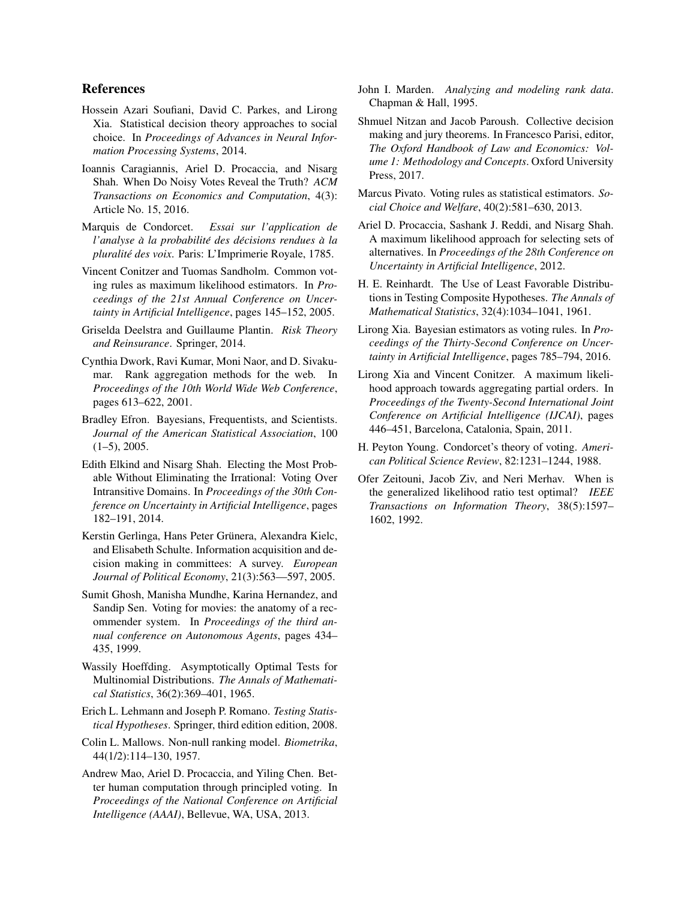## References

Hossein Azari Soufiani, David C. Parkes, and Lirong Xia. Statistical decision theory approaches to social choice. In *Proceedings of Advances in Neural Information Processing Systems*, 2014.

Ioannis Caragiannis, Ariel D. Procaccia, and Nisarg Shah. When Do Noisy Votes Reveal the Truth? *ACM Transactions on Economics and Computation*, 4(3): Article No. 15, 2016.

Marquis de Condorcet. *Essai sur l'application de l'analyse à la probabilité des décisions rendues à la pluralité des voix*. Paris: L'Imprimerie Royale, 1785.

Vincent Conitzer and Tuomas Sandholm. Common voting rules as maximum likelihood estimators. In *Proceedings of the 21st Annual Conference on Uncertainty in Artificial Intelligence*, pages 145–152, 2005.

Griselda Deelstra and Guillaume Plantin. *Risk Theory and Reinsurance*. Springer, 2014.

Cynthia Dwork, Ravi Kumar, Moni Naor, and D. Sivakumar. Rank aggregation methods for the web. In *Proceedings of the 10th World Wide Web Conference*, pages 613–622, 2001.

Bradley Efron. Bayesians, Frequentists, and Scientists. *Journal of the American Statistical Association*, 100 (1–5), 2005.

Edith Elkind and Nisarg Shah. Electing the Most Probable Without Eliminating the Irrational: Voting Over Intransitive Domains. In *Proceedings of the 30th Conference on Uncertainty in Artificial Intelligence*, pages 182–191, 2014.

Kerstin Gerlinga, Hans Peter Grünera, Alexandra Kielc, and Elisabeth Schulte. Information acquisition and decision making in committees: A survey. *European Journal of Political Economy*, 21(3):563—597, 2005.

Sumit Ghosh, Manisha Mundhe, Karina Hernandez, and Sandip Sen. Voting for movies: the anatomy of a recommender system. In *Proceedings of the third annual conference on Autonomous Agents*, pages 434–435, 1999.

Wassily Hoeffding. Asymptotically Optimal Tests for Multinomial Distributions. *The Annals of Mathematical Statistics*, 36(2):369–401, 1965.

Erich L. Lehmann and Joseph P. Romano. *Testing Statistical Hypotheses*. Springer, third edition edition, 2008.

Colin L. Mallows. Non-null ranking model. *Biometrika*, 44(1/2):114–130, 1957.

Andrew Mao, Ariel D. Procaccia, and Yiling Chen. Better human computation through principled voting. In *Proceedings of the National Conference on Artificial Intelligence (AAAI)*, Bellevue, WA, USA, 2013.

John I. Marden. *Analyzing and modeling rank data*. Chapman & Hall, 1995.

Shmuel Nitzan and Jacob Paroush. Collective decision making and jury theorems. In Francesco Parisi, editor, *The Oxford Handbook of Law and Economics: Volume 1: Methodology and Concepts*. Oxford University Press, 2017.

Marcus Pivato. Voting rules as statistical estimators. *Social Choice and Welfare*, 40(2):581–630, 2013.

Ariel D. Procaccia, Sashank J. Reddi, and Nisarg Shah. A maximum likelihood approach for selecting sets of alternatives. In *Proceedings of the 28th Conference on Uncertainty in Artificial Intelligence*, 2012.

H. E. Reinhardt. The Use of Least Favorable Distributions in Testing Composite Hypotheses. *The Annals of Mathematical Statistics*, 32(4):1034–1041, 1961.

Lirong Xia. Bayesian estimators as voting rules. In *Proceedings of the Thirty-Second Conference on Uncertainty in Artificial Intelligence*, pages 785–794, 2016.

Lirong Xia and Vincent Conitzer. A maximum likelihood approach towards aggregating partial orders. In *Proceedings of the Twenty-Second International Joint Conference on Artificial Intelligence (IJCAI)*, pages 446–451, Barcelona, Catalonia, Spain, 2011.

H. Peyton Young. Condorcet's theory of voting. *American Political Science Review*, 82:1231–1244, 1988.

Ofer Zeitouni, Jacob Ziv, and Neri Merhav. When is the generalized likelihood ratio test optimal? *IEEE Transactions on Information Theory*, 38(5):1597–1602, 1992.